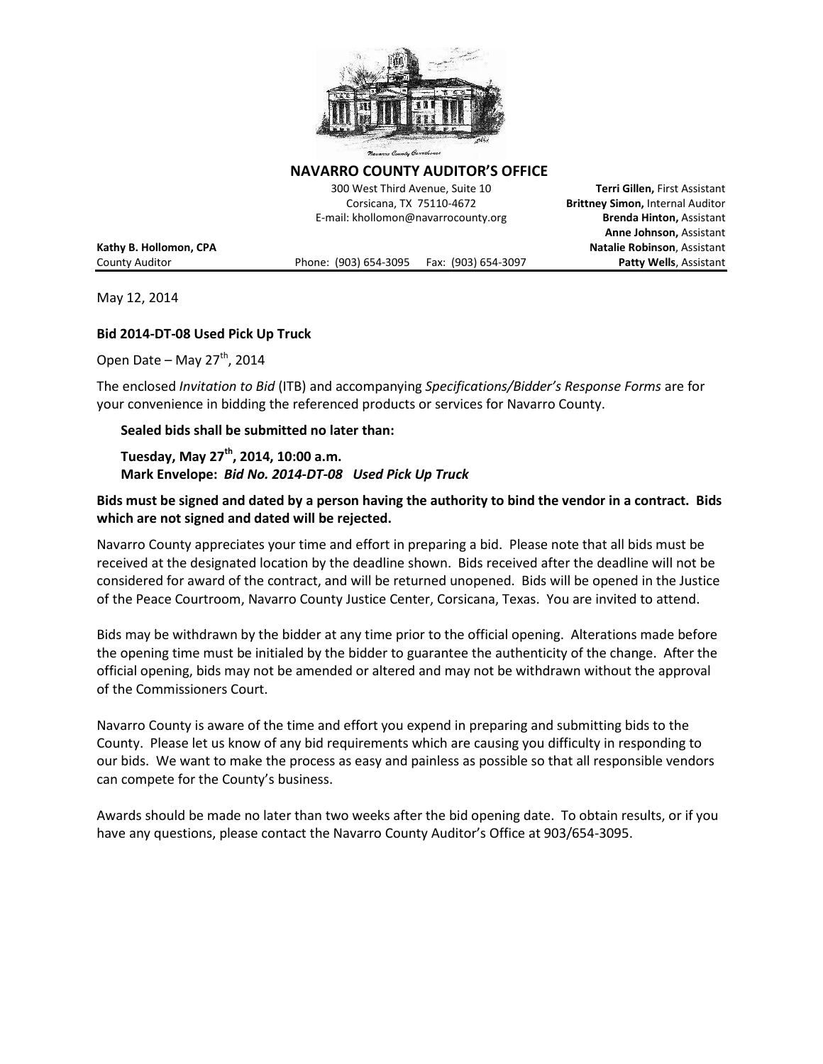# NAVARRO COUNTY AUDITOR'S OFFICE

300 West Third Avenue, Suite 10
Corsicana, TX 75110-4672
E-mail: khollomon@navarrocounty.org

Phone: (903) 654-3095 Fax: (903) 654-3097

**Kathy B. Hollomon, CPA**
County Auditor

**Terri Gillen,** First Assistant
**Brittney Simon,** Internal Auditor
**Brenda Hinton,** Assistant
**Anne Johnson,** Assistant
**Natalie Robinson**, Assistant
**Patty Wells**, Assistant

May 12, 2014

**Bid 2014-DT-08 Used Pick Up Truck**

Open Date – May 27th, 2014

The enclosed *Invitation to Bid* (ITB) and accompanying *Specifications/Bidder's Response Forms* are for your convenience in bidding the referenced products or services for Navarro County.

**Sealed bids shall be submitted no later than:**

**Tuesday, May 27th, 2014, 10:00 a.m.**
**Mark Envelope: *Bid No. 2014-DT-08 Used Pick Up Truck***

**Bids must be signed and dated by a person having the authority to bind the vendor in a contract. Bids which are not signed and dated will be rejected.**

Navarro County appreciates your time and effort in preparing a bid. Please note that all bids must be received at the designated location by the deadline shown. Bids received after the deadline will not be considered for award of the contract, and will be returned unopened. Bids will be opened in the Justice of the Peace Courtroom, Navarro County Justice Center, Corsicana, Texas. You are invited to attend.

Bids may be withdrawn by the bidder at any time prior to the official opening. Alterations made before the opening time must be initialed by the bidder to guarantee the authenticity of the change. After the official opening, bids may not be amended or altered and may not be withdrawn without the approval of the Commissioners Court.

Navarro County is aware of the time and effort you expend in preparing and submitting bids to the County. Please let us know of any bid requirements which are causing you difficulty in responding to our bids. We want to make the process as easy and painless as possible so that all responsible vendors can compete for the County's business.

Awards should be made no later than two weeks after the bid opening date. To obtain results, or if you have any questions, please contact the Navarro County Auditor's Office at 903/654-3095.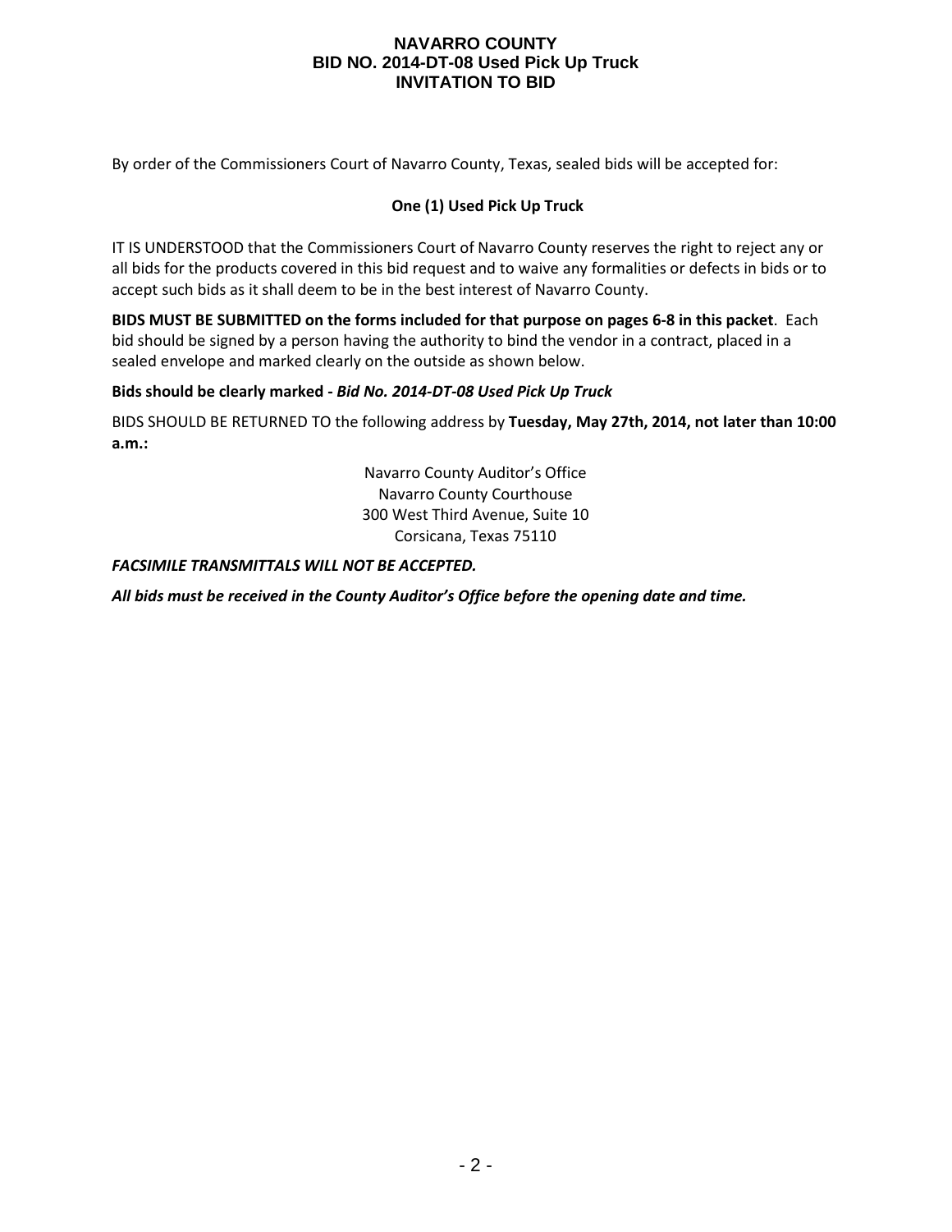# NAVARRO COUNTY
## BID NO. 2014-DT-08 Used Pick Up Truck
## INVITATION TO BID

By order of the Commissioners Court of Navarro County, Texas, sealed bids will be accepted for:

**One (1) Used Pick Up Truck**

IT IS UNDERSTOOD that the Commissioners Court of Navarro County reserves the right to reject any or all bids for the products covered in this bid request and to waive any formalities or defects in bids or to accept such bids as it shall deem to be in the best interest of Navarro County.

**BIDS MUST BE SUBMITTED on the forms included for that purpose on pages 6-8 in this packet**. Each bid should be signed by a person having the authority to bind the vendor in a contract, placed in a sealed envelope and marked clearly on the outside as shown below.

**Bids should be clearly marked -** ***Bid No. 2014-DT-08 Used Pick Up Truck***

BIDS SHOULD BE RETURNED TO the following address by **Tuesday, May 27th, 2014, not later than 10:00 a.m.:**

Navarro County Auditor's Office
Navarro County Courthouse
300 West Third Avenue, Suite 10
Corsicana, Texas 75110

***FACSIMILE TRANSMITTALS WILL NOT BE ACCEPTED.***

***All bids must be received in the County Auditor's Office before the opening date and time.***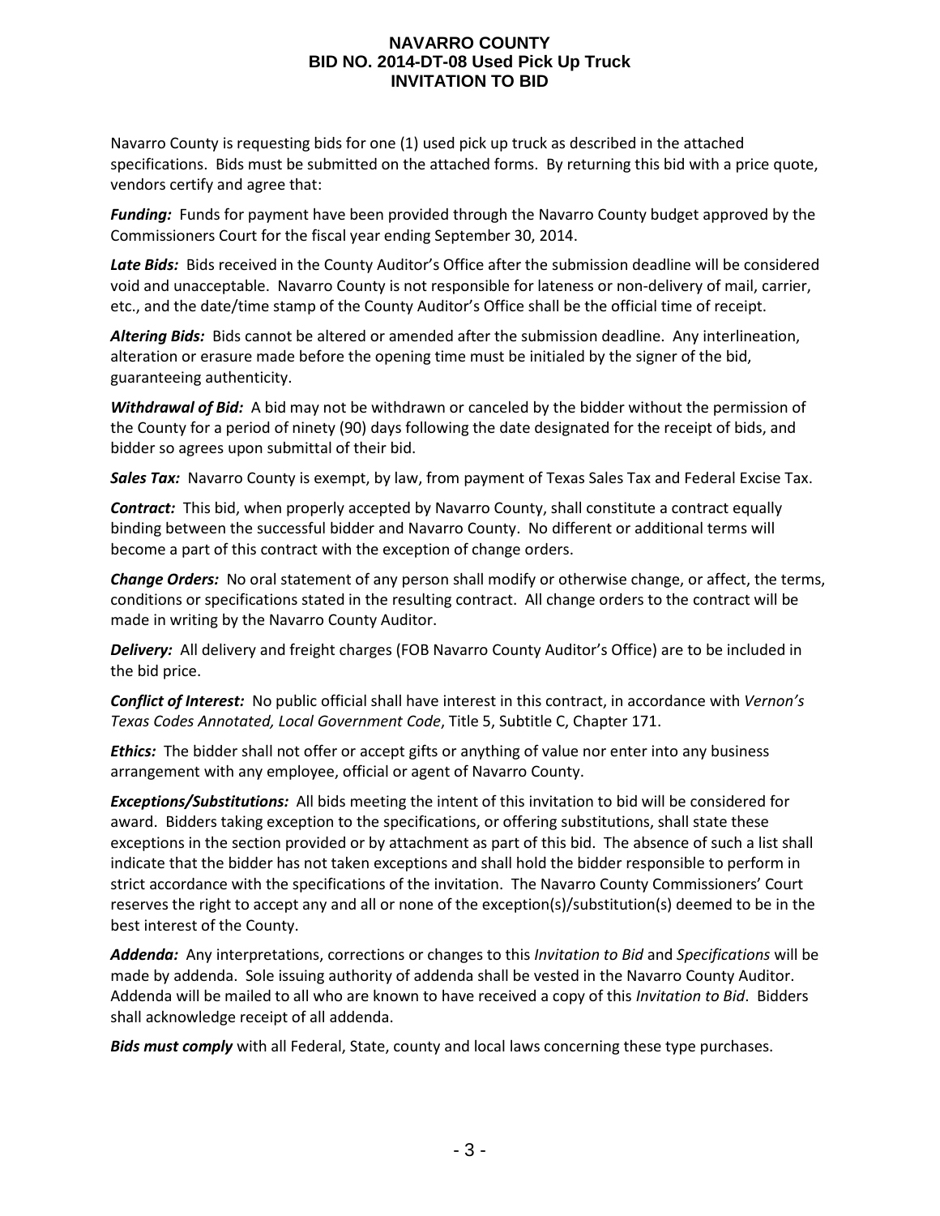# NAVARRO COUNTY
## BID NO. 2014-DT-08 Used Pick Up Truck
## INVITATION TO BID

Navarro County is requesting bids for one (1) used pick up truck as described in the attached specifications. Bids must be submitted on the attached forms. By returning this bid with a price quote, vendors certify and agree that:

***Funding:*** Funds for payment have been provided through the Navarro County budget approved by the Commissioners Court for the fiscal year ending September 30, 2014.

***Late Bids:*** Bids received in the County Auditor's Office after the submission deadline will be considered void and unacceptable. Navarro County is not responsible for lateness or non-delivery of mail, carrier, etc., and the date/time stamp of the County Auditor's Office shall be the official time of receipt.

***Altering Bids:*** Bids cannot be altered or amended after the submission deadline. Any interlineation, alteration or erasure made before the opening time must be initialed by the signer of the bid, guaranteeing authenticity.

***Withdrawal of Bid:*** A bid may not be withdrawn or canceled by the bidder without the permission of the County for a period of ninety (90) days following the date designated for the receipt of bids, and bidder so agrees upon submittal of their bid.

***Sales Tax:*** Navarro County is exempt, by law, from payment of Texas Sales Tax and Federal Excise Tax.

***Contract:*** This bid, when properly accepted by Navarro County, shall constitute a contract equally binding between the successful bidder and Navarro County. No different or additional terms will become a part of this contract with the exception of change orders.

***Change Orders:*** No oral statement of any person shall modify or otherwise change, or affect, the terms, conditions or specifications stated in the resulting contract. All change orders to the contract will be made in writing by the Navarro County Auditor.

***Delivery:*** All delivery and freight charges (FOB Navarro County Auditor's Office) are to be included in the bid price.

***Conflict of Interest:*** No public official shall have interest in this contract, in accordance with *Vernon's Texas Codes Annotated, Local Government Code*, Title 5, Subtitle C, Chapter 171.

***Ethics:*** The bidder shall not offer or accept gifts or anything of value nor enter into any business arrangement with any employee, official or agent of Navarro County.

***Exceptions/Substitutions:*** All bids meeting the intent of this invitation to bid will be considered for award. Bidders taking exception to the specifications, or offering substitutions, shall state these exceptions in the section provided or by attachment as part of this bid. The absence of such a list shall indicate that the bidder has not taken exceptions and shall hold the bidder responsible to perform in strict accordance with the specifications of the invitation. The Navarro County Commissioners' Court reserves the right to accept any and all or none of the exception(s)/substitution(s) deemed to be in the best interest of the County.

***Addenda:*** Any interpretations, corrections or changes to this *Invitation to Bid* and *Specifications* will be made by addenda. Sole issuing authority of addenda shall be vested in the Navarro County Auditor. Addenda will be mailed to all who are known to have received a copy of this *Invitation to Bid*. Bidders shall acknowledge receipt of all addenda.

***Bids must comply*** with all Federal, State, county and local laws concerning these type purchases.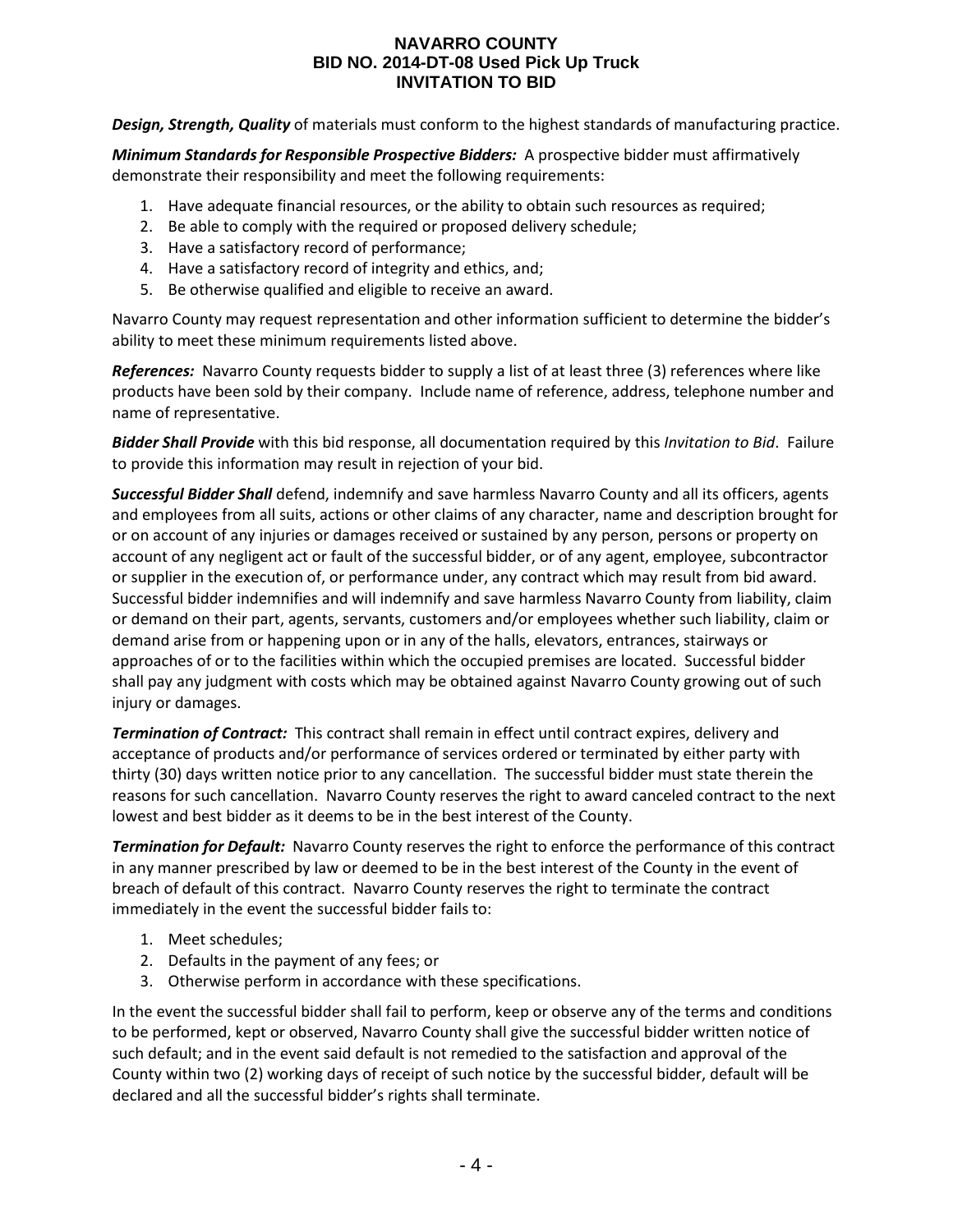***Design, Strength, Quality*** of materials must conform to the highest standards of manufacturing practice.

***Minimum Standards for Responsible Prospective Bidders:*** A prospective bidder must affirmatively demonstrate their responsibility and meet the following requirements:

1. Have adequate financial resources, or the ability to obtain such resources as required;
2. Be able to comply with the required or proposed delivery schedule;
3. Have a satisfactory record of performance;
4. Have a satisfactory record of integrity and ethics, and;
5. Be otherwise qualified and eligible to receive an award.

Navarro County may request representation and other information sufficient to determine the bidder's ability to meet these minimum requirements listed above.

***References:*** Navarro County requests bidder to supply a list of at least three (3) references where like products have been sold by their company. Include name of reference, address, telephone number and name of representative.

***Bidder Shall Provide*** with this bid response, all documentation required by this *Invitation to Bid*. Failure to provide this information may result in rejection of your bid.

***Successful Bidder Shall*** defend, indemnify and save harmless Navarro County and all its officers, agents and employees from all suits, actions or other claims of any character, name and description brought for or on account of any injuries or damages received or sustained by any person, persons or property on account of any negligent act or fault of the successful bidder, or of any agent, employee, subcontractor or supplier in the execution of, or performance under, any contract which may result from bid award. Successful bidder indemnifies and will indemnify and save harmless Navarro County from liability, claim or demand on their part, agents, servants, customers and/or employees whether such liability, claim or demand arise from or happening upon or in any of the halls, elevators, entrances, stairways or approaches of or to the facilities within which the occupied premises are located. Successful bidder shall pay any judgment with costs which may be obtained against Navarro County growing out of such injury or damages.

***Termination of Contract:*** This contract shall remain in effect until contract expires, delivery and acceptance of products and/or performance of services ordered or terminated by either party with thirty (30) days written notice prior to any cancellation. The successful bidder must state therein the reasons for such cancellation. Navarro County reserves the right to award canceled contract to the next lowest and best bidder as it deems to be in the best interest of the County.

***Termination for Default:*** Navarro County reserves the right to enforce the performance of this contract in any manner prescribed by law or deemed to be in the best interest of the County in the event of breach of default of this contract. Navarro County reserves the right to terminate the contract immediately in the event the successful bidder fails to:

1. Meet schedules;
2. Defaults in the payment of any fees; or
3. Otherwise perform in accordance with these specifications.

In the event the successful bidder shall fail to perform, keep or observe any of the terms and conditions to be performed, kept or observed, Navarro County shall give the successful bidder written notice of such default; and in the event said default is not remedied to the satisfaction and approval of the County within two (2) working days of receipt of such notice by the successful bidder, default will be declared and all the successful bidder's rights shall terminate.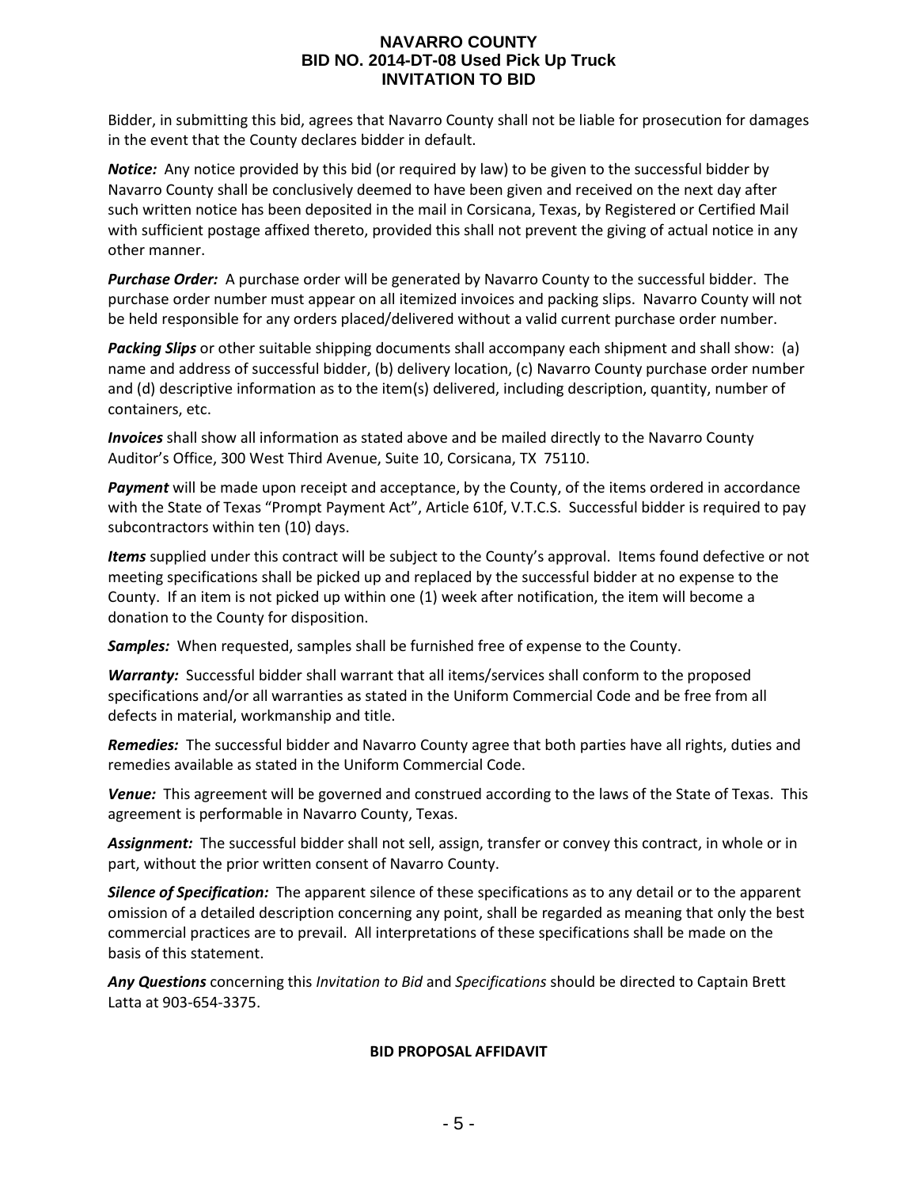Bidder, in submitting this bid, agrees that Navarro County shall not be liable for prosecution for damages in the event that the County declares bidder in default.

***Notice:*** Any notice provided by this bid (or required by law) to be given to the successful bidder by Navarro County shall be conclusively deemed to have been given and received on the next day after such written notice has been deposited in the mail in Corsicana, Texas, by Registered or Certified Mail with sufficient postage affixed thereto, provided this shall not prevent the giving of actual notice in any other manner.

***Purchase Order:*** A purchase order will be generated by Navarro County to the successful bidder. The purchase order number must appear on all itemized invoices and packing slips. Navarro County will not be held responsible for any orders placed/delivered without a valid current purchase order number.

***Packing Slips*** or other suitable shipping documents shall accompany each shipment and shall show: (a) name and address of successful bidder, (b) delivery location, (c) Navarro County purchase order number and (d) descriptive information as to the item(s) delivered, including description, quantity, number of containers, etc.

***Invoices*** shall show all information as stated above and be mailed directly to the Navarro County Auditor's Office, 300 West Third Avenue, Suite 10, Corsicana, TX 75110.

***Payment*** will be made upon receipt and acceptance, by the County, of the items ordered in accordance with the State of Texas "Prompt Payment Act", Article 610f, V.T.C.S. Successful bidder is required to pay subcontractors within ten (10) days.

***Items*** supplied under this contract will be subject to the County's approval. Items found defective or not meeting specifications shall be picked up and replaced by the successful bidder at no expense to the County. If an item is not picked up within one (1) week after notification, the item will become a donation to the County for disposition.

***Samples:*** When requested, samples shall be furnished free of expense to the County.

***Warranty:*** Successful bidder shall warrant that all items/services shall conform to the proposed specifications and/or all warranties as stated in the Uniform Commercial Code and be free from all defects in material, workmanship and title.

***Remedies:*** The successful bidder and Navarro County agree that both parties have all rights, duties and remedies available as stated in the Uniform Commercial Code.

***Venue:*** This agreement will be governed and construed according to the laws of the State of Texas. This agreement is performable in Navarro County, Texas.

***Assignment:*** The successful bidder shall not sell, assign, transfer or convey this contract, in whole or in part, without the prior written consent of Navarro County.

***Silence of Specification:*** The apparent silence of these specifications as to any detail or to the apparent omission of a detailed description concerning any point, shall be regarded as meaning that only the best commercial practices are to prevail. All interpretations of these specifications shall be made on the basis of this statement.

***Any Questions*** concerning this *Invitation to Bid* and *Specifications* should be directed to Captain Brett Latta at 903-654-3375.

**BID PROPOSAL AFFIDAVIT**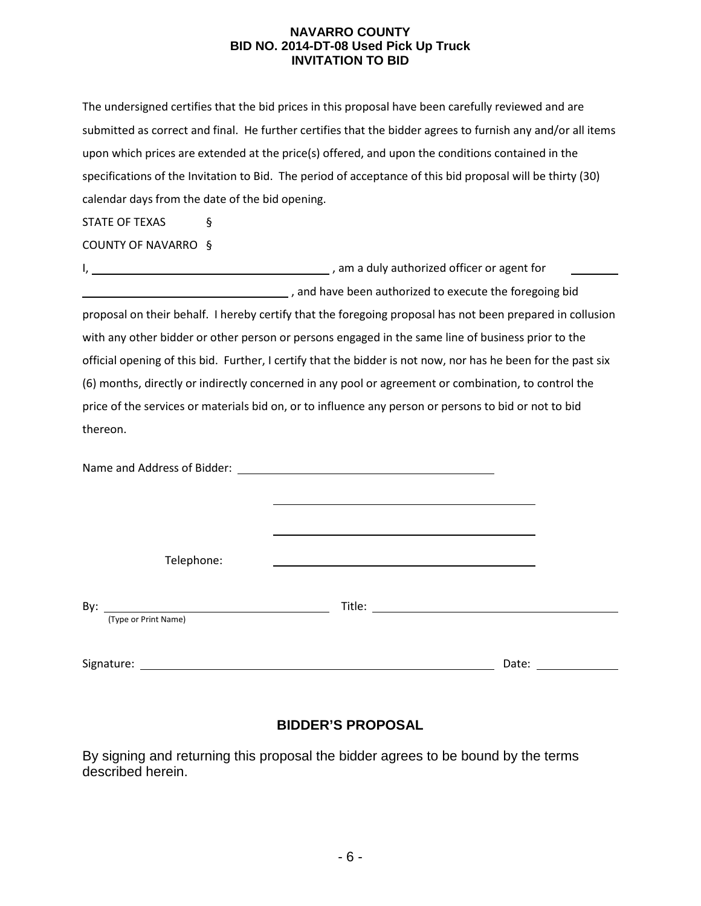**NAVARRO COUNTY**
**BID NO. 2014-DT-08 Used Pick Up Truck**
**INVITATION TO BID**

The undersigned certifies that the bid prices in this proposal have been carefully reviewed and are submitted as correct and final. He further certifies that the bidder agrees to furnish any and/or all items upon which prices are extended at the price(s) offered, and upon the conditions contained in the specifications of the Invitation to Bid. The period of acceptance of this bid proposal will be thirty (30) calendar days from the date of the bid opening.

STATE OF TEXAS §

COUNTY OF NAVARRO §

I, ______________________________ , am a duly authorized officer or agent for ________

______________________________ , and have been authorized to execute the foregoing bid proposal on their behalf. I hereby certify that the foregoing proposal has not been prepared in collusion with any other bidder or other person or persons engaged in the same line of business prior to the official opening of this bid. Further, I certify that the bidder is not now, nor has he been for the past six (6) months, directly or indirectly concerned in any pool or agreement or combination, to control the price of the services or materials bid on, or to influence any person or persons to bid or not to bid thereon.

Name and Address of Bidder: ______________________________

______________________________

______________________________

Telephone: ______________________________

By: ______________________________ Title: ______________________________
(Type or Print Name)

Signature: ______________________________ Date: ____________

## BIDDER'S PROPOSAL

By signing and returning this proposal the bidder agrees to be bound by the terms described herein.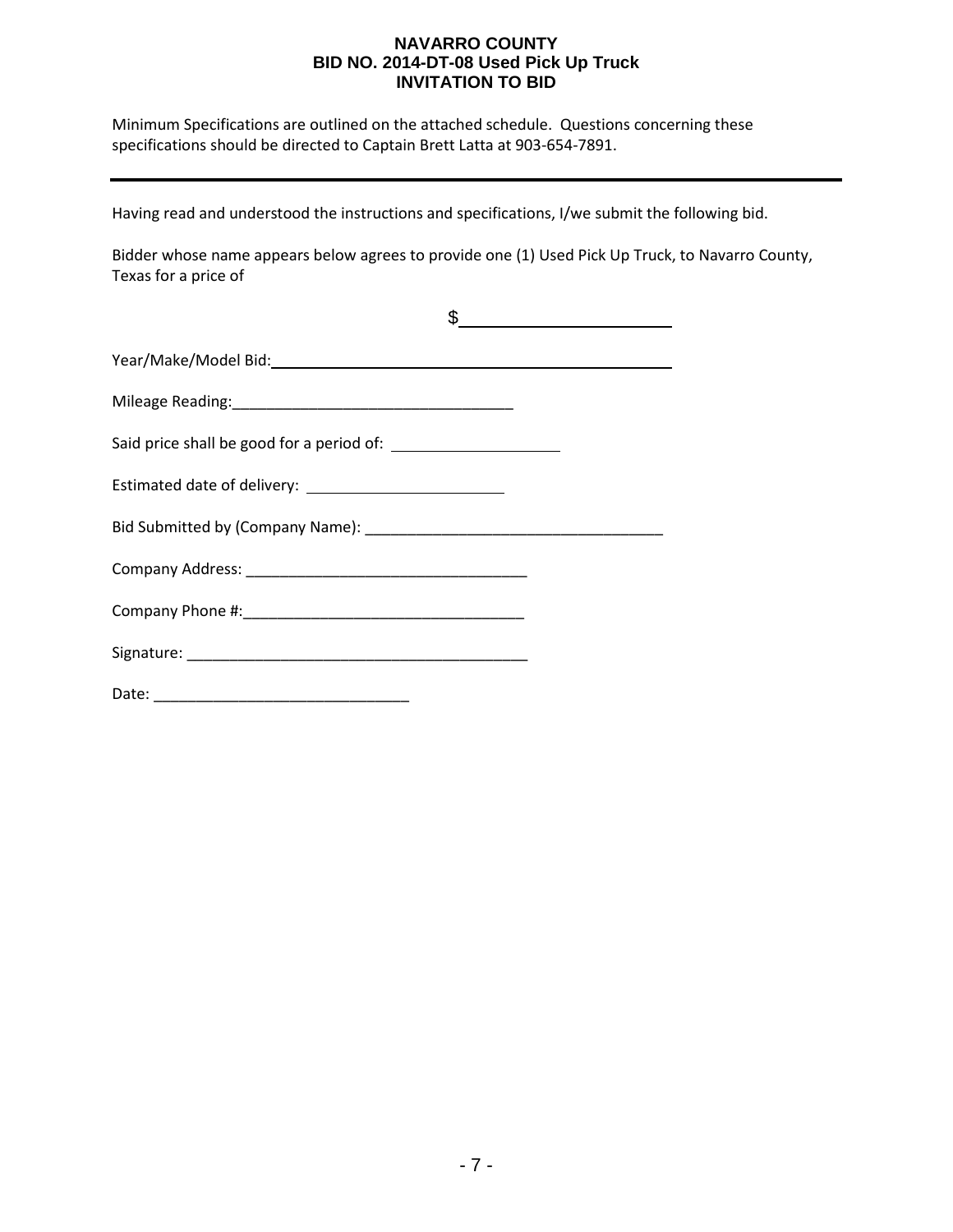# NAVARRO COUNTY
## BID NO. 2014-DT-08 Used Pick Up Truck
## INVITATION TO BID

Minimum Specifications are outlined on the attached schedule. Questions concerning these specifications should be directed to Captain Brett Latta at 903-654-7891.

---

Having read and understood the instructions and specifications, I/we submit the following bid.

Bidder whose name appears below agrees to provide one (1) Used Pick Up Truck, to Navarro County, Texas for a price of

$______________________

Year/Make/Model Bid:____________________________________________

Mileage Reading:_________________________________

Said price shall be good for a period of: ___________________

Estimated date of delivery: ______________________

Bid Submitted by (Company Name): ___________________________________

Company Address: _________________________________

Company Phone #:_________________________________

Signature: ________________________________________

Date: ______________________________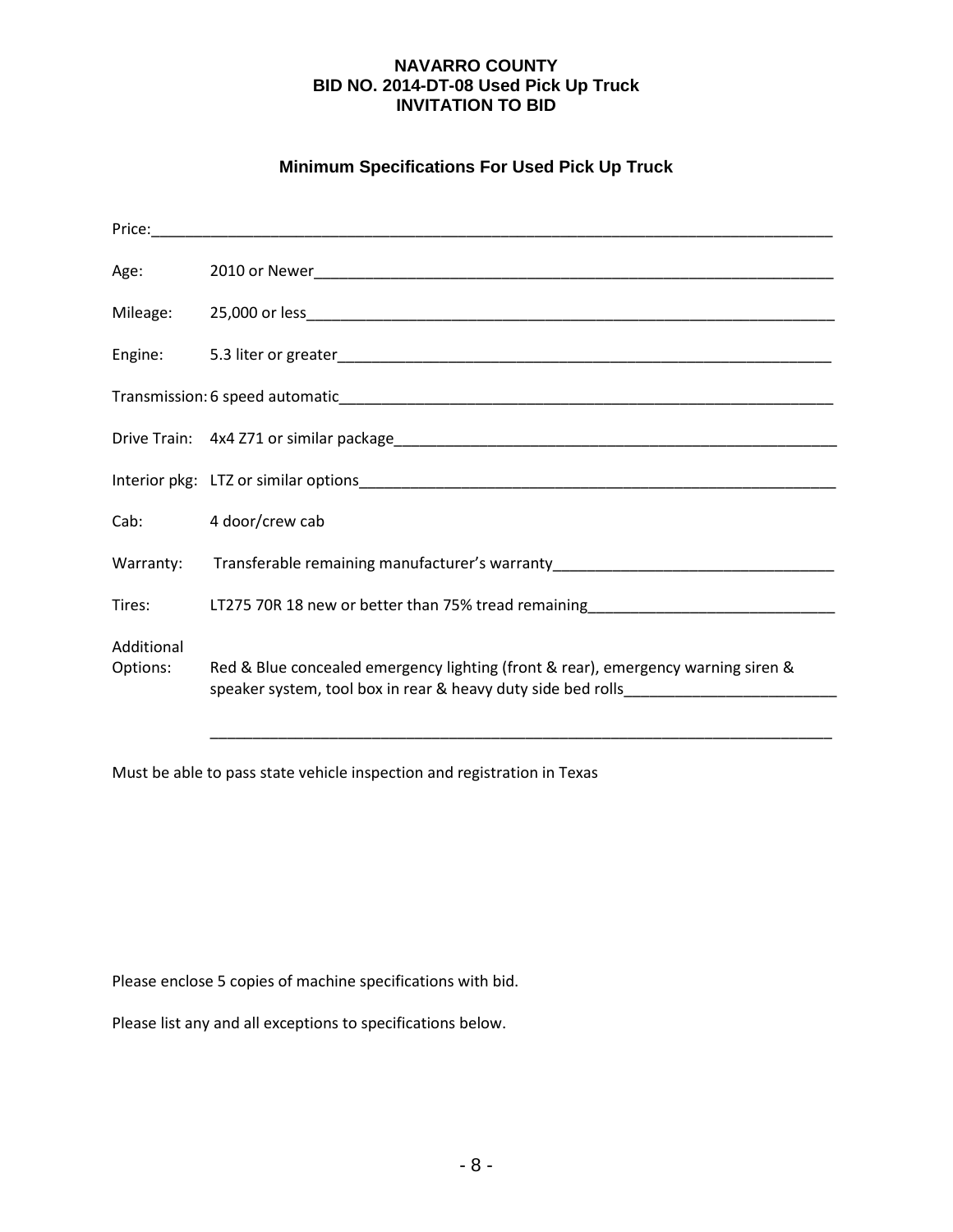**NAVARRO COUNTY**
**BID NO. 2014-DT-08 Used Pick Up Truck**
**INVITATION TO BID**

## Minimum Specifications For Used Pick Up Truck

| | |
|---|---|
| Price: | ________________________________ |
| Age: | 2010 or Newer________________________ |
| Mileage: | 25,000 or less________________________ |
| Engine: | 5.3 liter or greater________________________ |
| Transmission: | 6 speed automatic________________________ |
| Drive Train: | 4x4 Z71 or similar package________________________ |
| Interior pkg: | LTZ or similar options________________________ |
| Cab: | 4 door/crew cab |
| Warranty: | Transferable remaining manufacturer's warranty________________________ |
| Tires: | LT275 70R 18 new or better than 75% tread remaining________________________ |
| Additional Options: | Red & Blue concealed emergency lighting (front & rear), emergency warning siren & speaker system, tool box in rear & heavy duty side bed rolls________________________ ________________________________ |

Must be able to pass state vehicle inspection and registration in Texas

Please enclose 5 copies of machine specifications with bid.

Please list any and all exceptions to specifications below.